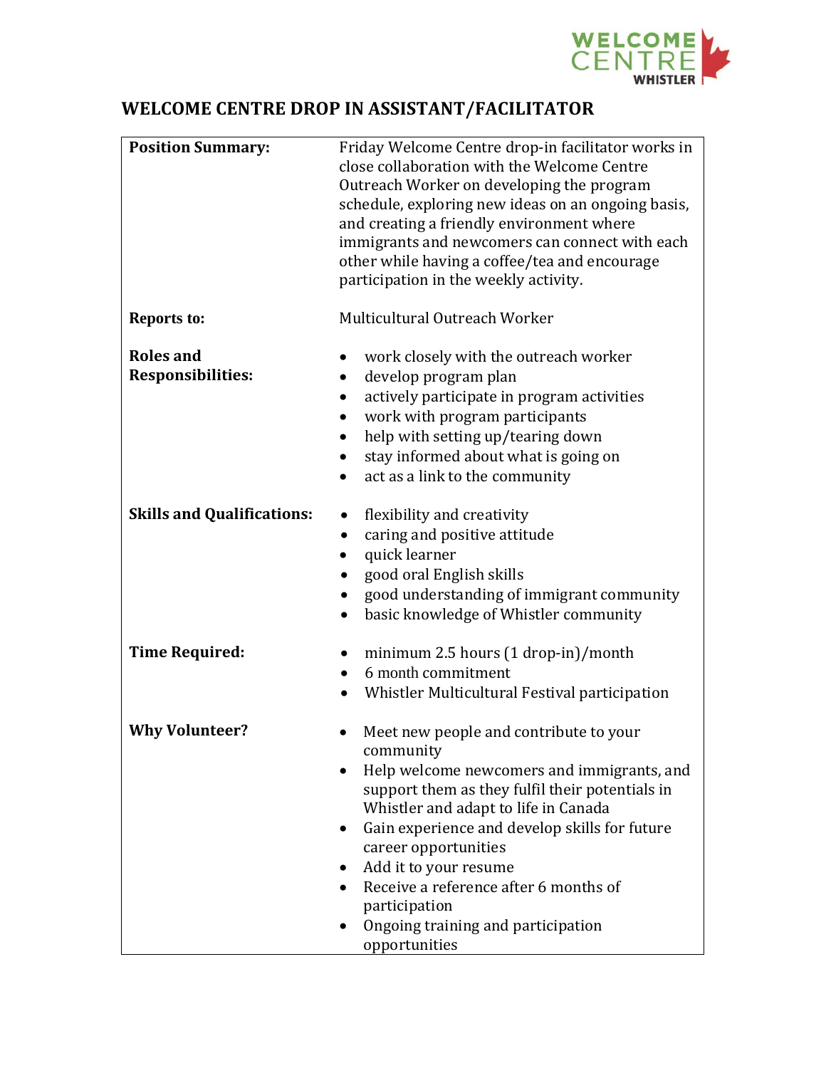# WELCOME CENTRE DROP IN ASSISTANT/FACILITATOR

| | |
|---|---|
| **Position Summary:** | Friday Welcome Centre drop-in facilitator works in close collaboration with the Welcome Centre Outreach Worker on developing the program schedule, exploring new ideas on an ongoing basis, and creating a friendly environment where immigrants and newcomers can connect with each other while having a coffee/tea and encourage participation in the weekly activity. |
| **Reports to:** | Multicultural Outreach Worker |
| **Roles and Responsibilities:** | • work closely with the outreach worker<br>• develop program plan<br>• actively participate in program activities<br>• work with program participants<br>• help with setting up/tearing down<br>• stay informed about what is going on<br>• act as a link to the community |
| **Skills and Qualifications:** | • flexibility and creativity<br>• caring and positive attitude<br>• quick learner<br>• good oral English skills<br>• good understanding of immigrant community<br>• basic knowledge of Whistler community |
| **Time Required:** | • minimum 2.5 hours (1 drop-in)/month<br>• 6 month commitment<br>• Whistler Multicultural Festival participation |
| **Why Volunteer?** | • Meet new people and contribute to your community<br>• Help welcome newcomers and immigrants, and support them as they fulfil their potentials in Whistler and adapt to life in Canada<br>• Gain experience and develop skills for future career opportunities<br>• Add it to your resume<br>• Receive a reference after 6 months of participation<br>• Ongoing training and participation opportunities |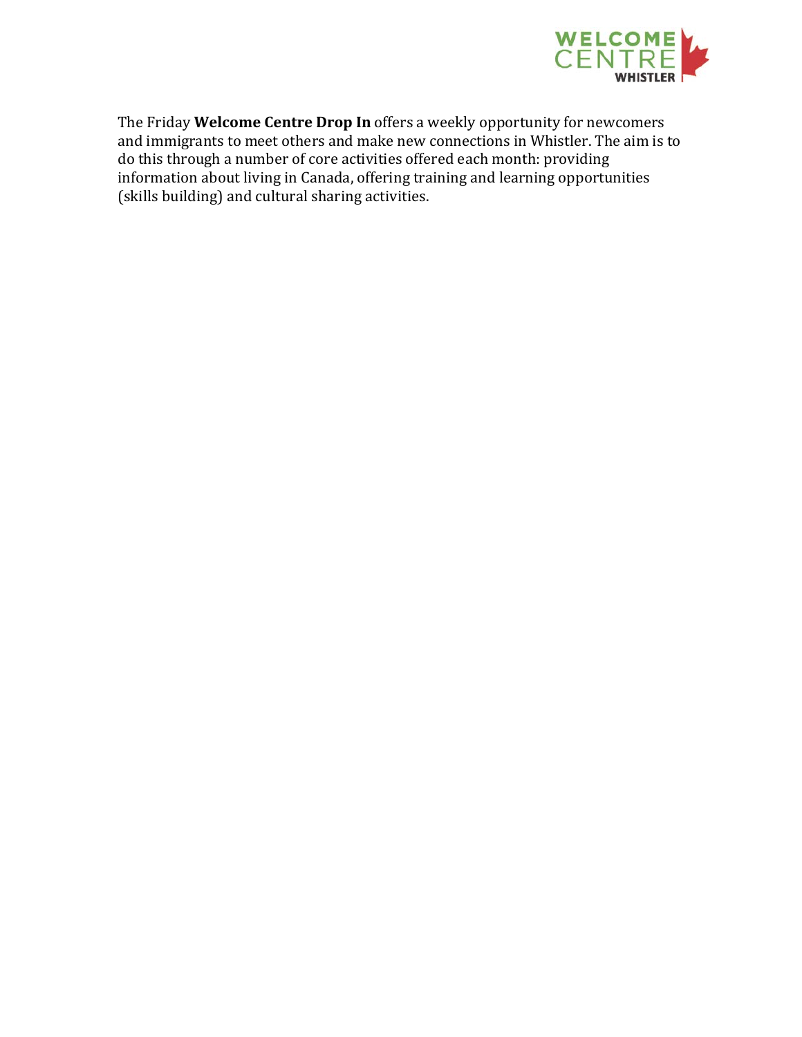The Friday **Welcome Centre Drop In** offers a weekly opportunity for newcomers and immigrants to meet others and make new connections in Whistler. The aim is to do this through a number of core activities offered each month: providing information about living in Canada, offering training and learning opportunities (skills building) and cultural sharing activities.